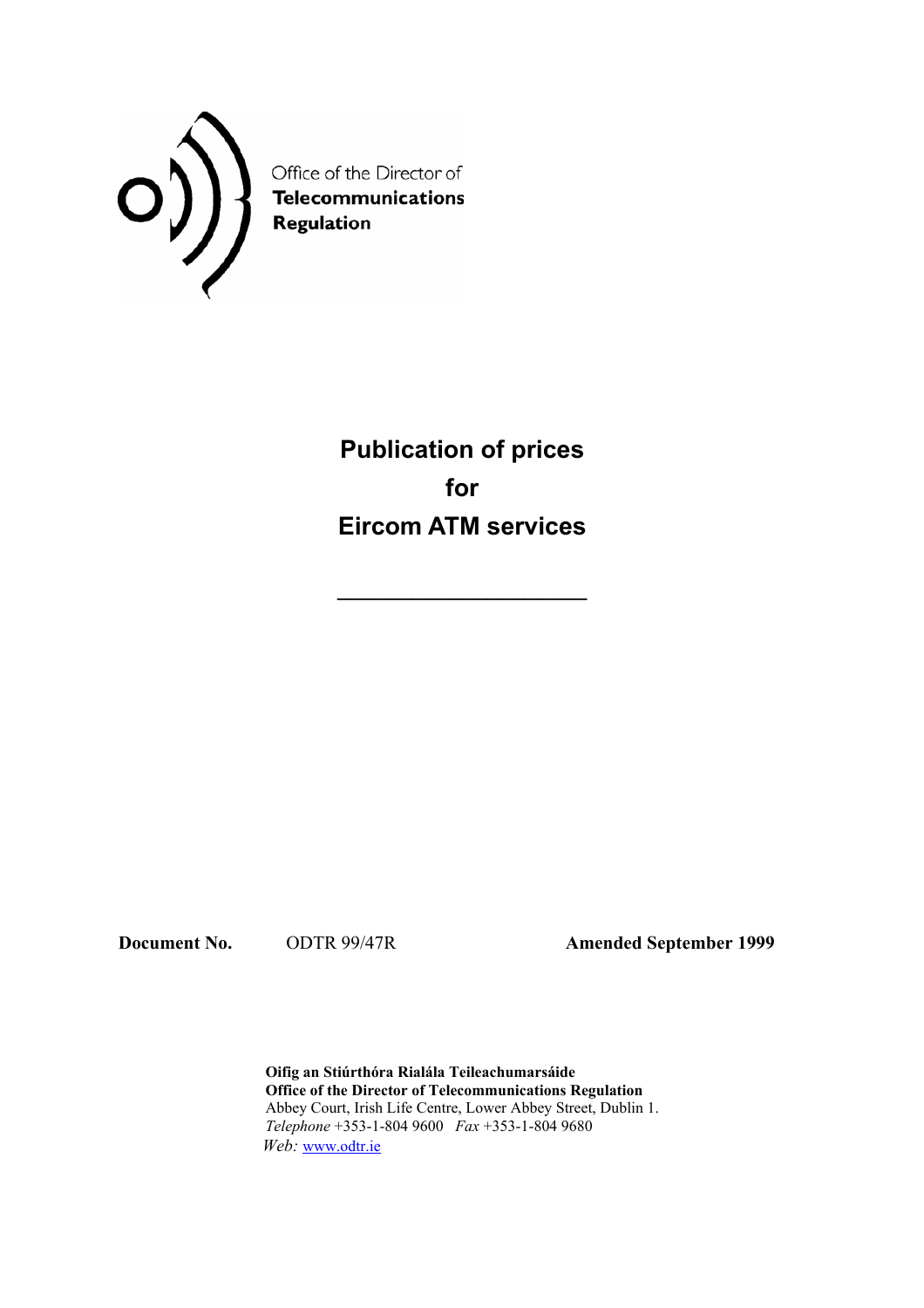Office of the Director of
**Telecommunications**
**Regulation**

# Publication of prices for Eircom ATM services

**Document No.** ODTR 99/47R **Amended September 1999**

**Oifig an Stiúrthóra Rialála Teileachumarsáide**
**Office of the Director of Telecommunications Regulation**
Abbey Court, Irish Life Centre, Lower Abbey Street, Dublin 1.
*Telephone* +353-1-804 9600 *Fax* +353-1-804 9680
*Web:* www.odtr.ie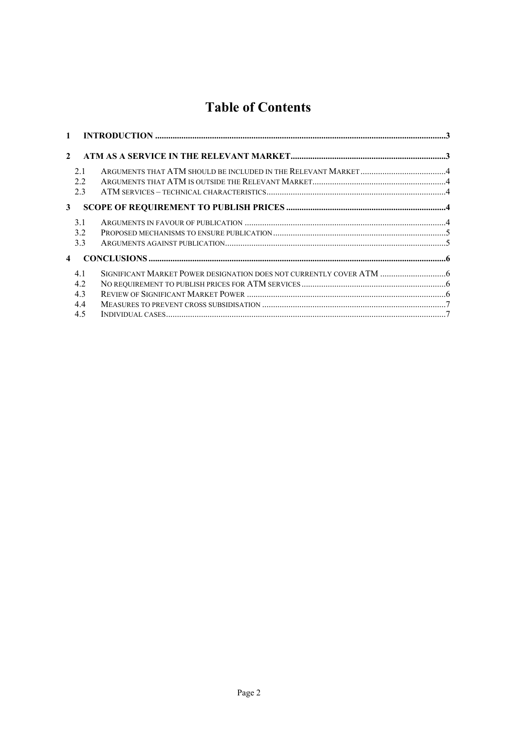# Table of Contents

1 INTRODUCTION ....3

2 ATM AS A SERVICE IN THE RELEVANT MARKET ....3

- 2.1 Arguments that ATM should be included in the Relevant Market ....4
- 2.2 Arguments that ATM is outside the Relevant Market ....4
- 2.3 ATM services – technical characteristics ....4

3 SCOPE OF REQUIREMENT TO PUBLISH PRICES ....4

- 3.1 Arguments in favour of publication ....4
- 3.2 Proposed mechanisms to ensure publication ....5
- 3.3 Arguments against publication ....5

4 CONCLUSIONS ....6

- 4.1 Significant Market Power designation does not currently cover ATM ....6
- 4.2 No requirement to publish prices for ATM services ....6
- 4.3 Review of Significant Market Power ....6
- 4.4 Measures to prevent cross subsidisation ....7
- 4.5 Individual cases ....7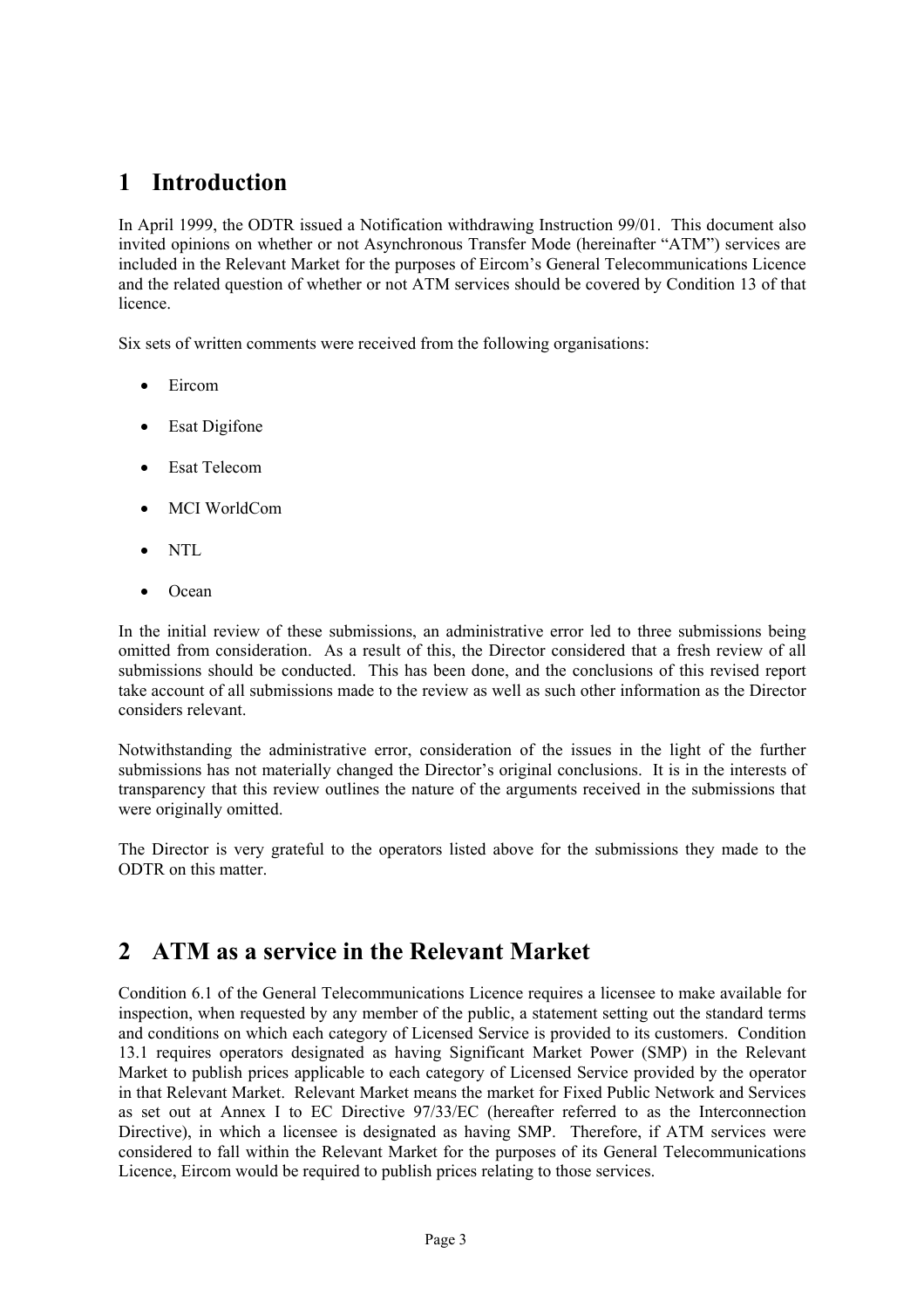# 1 Introduction

In April 1999, the ODTR issued a Notification withdrawing Instruction 99/01. This document also invited opinions on whether or not Asynchronous Transfer Mode (hereinafter "ATM") services are included in the Relevant Market for the purposes of Eircom's General Telecommunications Licence and the related question of whether or not ATM services should be covered by Condition 13 of that licence.

Six sets of written comments were received from the following organisations:

- Eircom
- Esat Digifone
- Esat Telecom
- MCI WorldCom
- NTL
- Ocean

In the initial review of these submissions, an administrative error led to three submissions being omitted from consideration. As a result of this, the Director considered that a fresh review of all submissions should be conducted. This has been done, and the conclusions of this revised report take account of all submissions made to the review as well as such other information as the Director considers relevant.

Notwithstanding the administrative error, consideration of the issues in the light of the further submissions has not materially changed the Director's original conclusions. It is in the interests of transparency that this review outlines the nature of the arguments received in the submissions that were originally omitted.

The Director is very grateful to the operators listed above for the submissions they made to the ODTR on this matter.

# 2 ATM as a service in the Relevant Market

Condition 6.1 of the General Telecommunications Licence requires a licensee to make available for inspection, when requested by any member of the public, a statement setting out the standard terms and conditions on which each category of Licensed Service is provided to its customers. Condition 13.1 requires operators designated as having Significant Market Power (SMP) in the Relevant Market to publish prices applicable to each category of Licensed Service provided by the operator in that Relevant Market. Relevant Market means the market for Fixed Public Network and Services as set out at Annex I to EC Directive 97/33/EC (hereafter referred to as the Interconnection Directive), in which a licensee is designated as having SMP. Therefore, if ATM services were considered to fall within the Relevant Market for the purposes of its General Telecommunications Licence, Eircom would be required to publish prices relating to those services.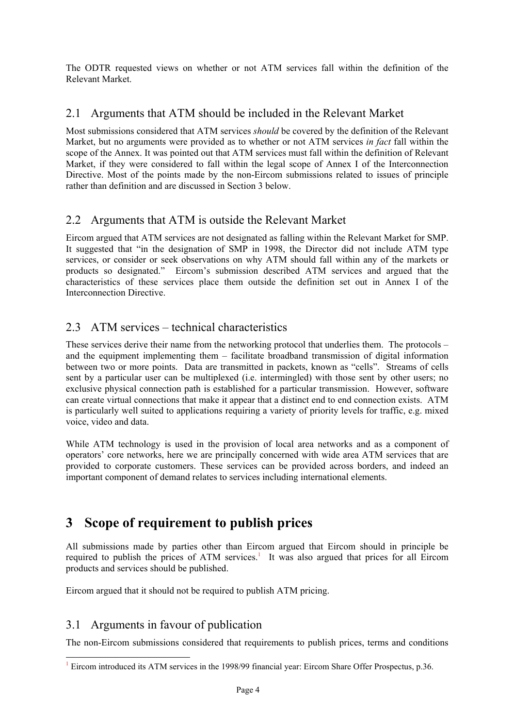The ODTR requested views on whether or not ATM services fall within the definition of the Relevant Market.

## 2.1 Arguments that ATM should be included in the Relevant Market

Most submissions considered that ATM services *should* be covered by the definition of the Relevant Market, but no arguments were provided as to whether or not ATM services *in fact* fall within the scope of the Annex. It was pointed out that ATM services must fall within the definition of Relevant Market, if they were considered to fall within the legal scope of Annex I of the Interconnection Directive. Most of the points made by the non-Eircom submissions related to issues of principle rather than definition and are discussed in Section 3 below.

## 2.2 Arguments that ATM is outside the Relevant Market

Eircom argued that ATM services are not designated as falling within the Relevant Market for SMP. It suggested that "in the designation of SMP in 1998, the Director did not include ATM type services, or consider or seek observations on why ATM should fall within any of the markets or products so designated." Eircom's submission described ATM services and argued that the characteristics of these services place them outside the definition set out in Annex I of the Interconnection Directive.

## 2.3 ATM services – technical characteristics

These services derive their name from the networking protocol that underlies them. The protocols – and the equipment implementing them – facilitate broadband transmission of digital information between two or more points. Data are transmitted in packets, known as "cells". Streams of cells sent by a particular user can be multiplexed (i.e. intermingled) with those sent by other users; no exclusive physical connection path is established for a particular transmission. However, software can create virtual connections that make it appear that a distinct end to end connection exists. ATM is particularly well suited to applications requiring a variety of priority levels for traffic, e.g. mixed voice, video and data.

While ATM technology is used in the provision of local area networks and as a component of operators' core networks, here we are principally concerned with wide area ATM services that are provided to corporate customers. These services can be provided across borders, and indeed an important component of demand relates to services including international elements.

# 3 Scope of requirement to publish prices

All submissions made by parties other than Eircom argued that Eircom should in principle be required to publish the prices of ATM services.[1] It was also argued that prices for all Eircom products and services should be published.

Eircom argued that it should not be required to publish ATM pricing.

## 3.1 Arguments in favour of publication

The non-Eircom submissions considered that requirements to publish prices, terms and conditions

[1] Eircom introduced its ATM services in the 1998/99 financial year: Eircom Share Offer Prospectus, p.36.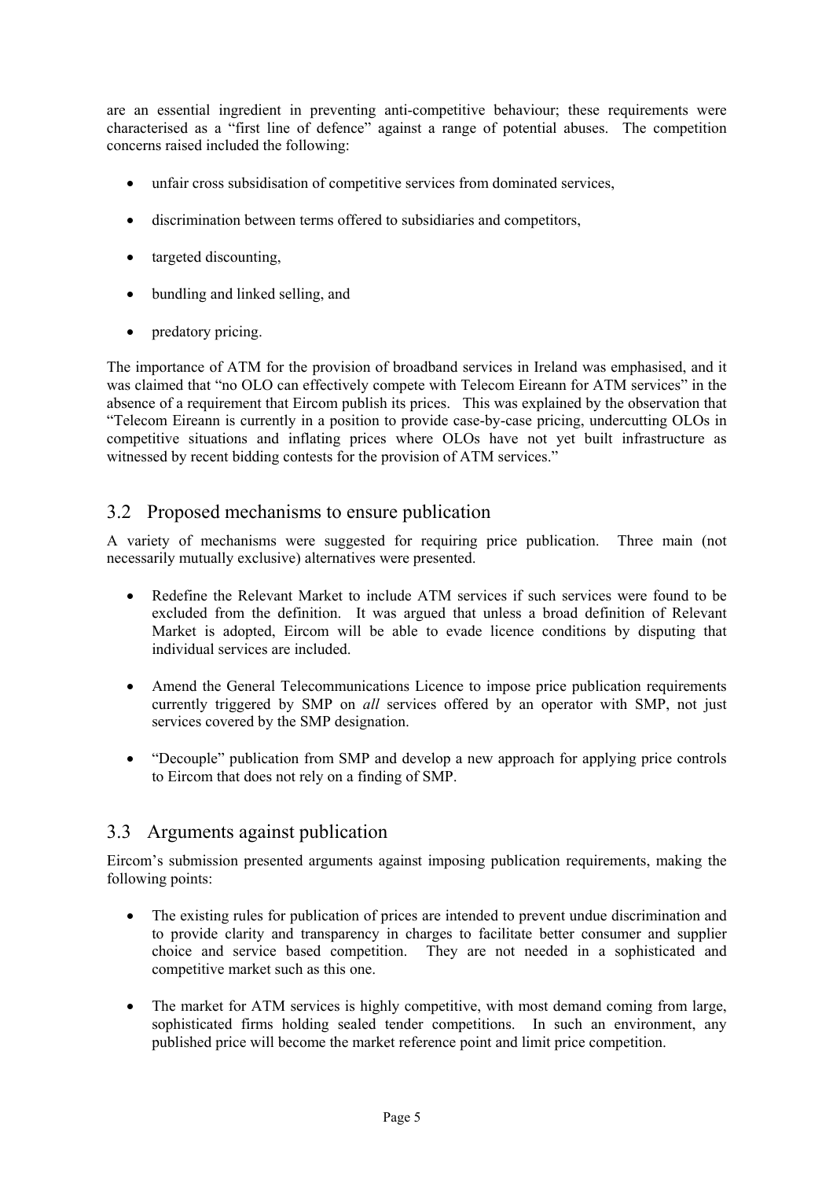are an essential ingredient in preventing anti-competitive behaviour; these requirements were characterised as a "first line of defence" against a range of potential abuses. The competition concerns raised included the following:

- unfair cross subsidisation of competitive services from dominated services,
- discrimination between terms offered to subsidiaries and competitors,
- targeted discounting,
- bundling and linked selling, and
- predatory pricing.

The importance of ATM for the provision of broadband services in Ireland was emphasised, and it was claimed that "no OLO can effectively compete with Telecom Eireann for ATM services" in the absence of a requirement that Eircom publish its prices. This was explained by the observation that "Telecom Eireann is currently in a position to provide case-by-case pricing, undercutting OLOs in competitive situations and inflating prices where OLOs have not yet built infrastructure as witnessed by recent bidding contests for the provision of ATM services."

## 3.2 Proposed mechanisms to ensure publication

A variety of mechanisms were suggested for requiring price publication. Three main (not necessarily mutually exclusive) alternatives were presented.

- Redefine the Relevant Market to include ATM services if such services were found to be excluded from the definition. It was argued that unless a broad definition of Relevant Market is adopted, Eircom will be able to evade licence conditions by disputing that individual services are included.
- Amend the General Telecommunications Licence to impose price publication requirements currently triggered by SMP on *all* services offered by an operator with SMP, not just services covered by the SMP designation.
- "Decouple" publication from SMP and develop a new approach for applying price controls to Eircom that does not rely on a finding of SMP.

## 3.3 Arguments against publication

Eircom's submission presented arguments against imposing publication requirements, making the following points:

- The existing rules for publication of prices are intended to prevent undue discrimination and to provide clarity and transparency in charges to facilitate better consumer and supplier choice and service based competition. They are not needed in a sophisticated and competitive market such as this one.
- The market for ATM services is highly competitive, with most demand coming from large, sophisticated firms holding sealed tender competitions. In such an environment, any published price will become the market reference point and limit price competition.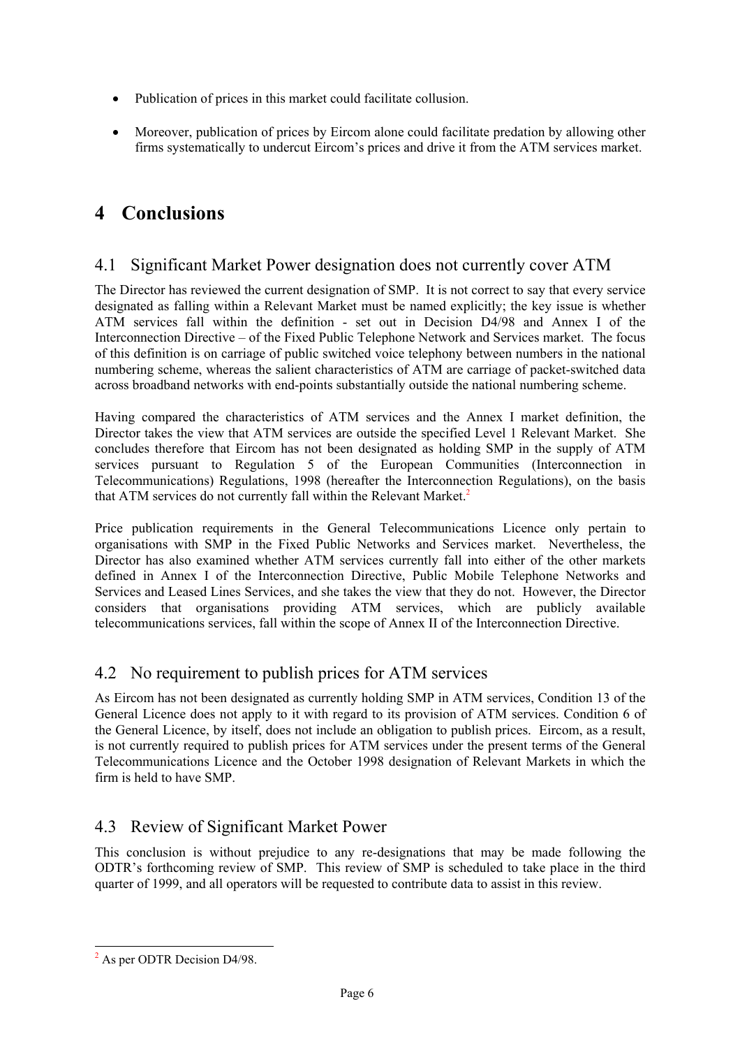- Publication of prices in this market could facilitate collusion.
- Moreover, publication of prices by Eircom alone could facilitate predation by allowing other firms systematically to undercut Eircom's prices and drive it from the ATM services market.

# 4 Conclusions

## 4.1 Significant Market Power designation does not currently cover ATM

The Director has reviewed the current designation of SMP. It is not correct to say that every service designated as falling within a Relevant Market must be named explicitly; the key issue is whether ATM services fall within the definition - set out in Decision D4/98 and Annex I of the Interconnection Directive – of the Fixed Public Telephone Network and Services market. The focus of this definition is on carriage of public switched voice telephony between numbers in the national numbering scheme, whereas the salient characteristics of ATM are carriage of packet-switched data across broadband networks with end-points substantially outside the national numbering scheme.

Having compared the characteristics of ATM services and the Annex I market definition, the Director takes the view that ATM services are outside the specified Level 1 Relevant Market. She concludes therefore that Eircom has not been designated as holding SMP in the supply of ATM services pursuant to Regulation 5 of the European Communities (Interconnection in Telecommunications) Regulations, 1998 (hereafter the Interconnection Regulations), on the basis that ATM services do not currently fall within the Relevant Market.[2]

Price publication requirements in the General Telecommunications Licence only pertain to organisations with SMP in the Fixed Public Networks and Services market. Nevertheless, the Director has also examined whether ATM services currently fall into either of the other markets defined in Annex I of the Interconnection Directive, Public Mobile Telephone Networks and Services and Leased Lines Services, and she takes the view that they do not. However, the Director considers that organisations providing ATM services, which are publicly available telecommunications services, fall within the scope of Annex II of the Interconnection Directive.

## 4.2 No requirement to publish prices for ATM services

As Eircom has not been designated as currently holding SMP in ATM services, Condition 13 of the General Licence does not apply to it with regard to its provision of ATM services. Condition 6 of the General Licence, by itself, does not include an obligation to publish prices. Eircom, as a result, is not currently required to publish prices for ATM services under the present terms of the General Telecommunications Licence and the October 1998 designation of Relevant Markets in which the firm is held to have SMP.

## 4.3 Review of Significant Market Power

This conclusion is without prejudice to any re-designations that may be made following the ODTR's forthcoming review of SMP. This review of SMP is scheduled to take place in the third quarter of 1999, and all operators will be requested to contribute data to assist in this review.

[2] As per ODTR Decision D4/98.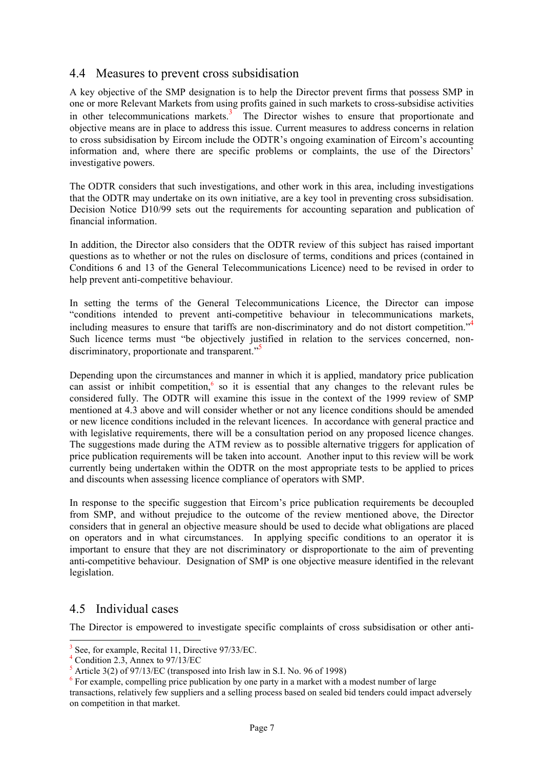## 4.4 Measures to prevent cross subsidisation

A key objective of the SMP designation is to help the Director prevent firms that possess SMP in one or more Relevant Markets from using profits gained in such markets to cross-subsidise activities in other telecommunications markets.[3] The Director wishes to ensure that proportionate and objective means are in place to address this issue. Current measures to address concerns in relation to cross subsidisation by Eircom include the ODTR's ongoing examination of Eircom's accounting information and, where there are specific problems or complaints, the use of the Directors' investigative powers.

The ODTR considers that such investigations, and other work in this area, including investigations that the ODTR may undertake on its own initiative, are a key tool in preventing cross subsidisation. Decision Notice D10/99 sets out the requirements for accounting separation and publication of financial information.

In addition, the Director also considers that the ODTR review of this subject has raised important questions as to whether or not the rules on disclosure of terms, conditions and prices (contained in Conditions 6 and 13 of the General Telecommunications Licence) need to be revised in order to help prevent anti-competitive behaviour.

In setting the terms of the General Telecommunications Licence, the Director can impose "conditions intended to prevent anti-competitive behaviour in telecommunications markets, including measures to ensure that tariffs are non-discriminatory and do not distort competition."[4] Such licence terms must "be objectively justified in relation to the services concerned, non-discriminatory, proportionate and transparent."[5]

Depending upon the circumstances and manner in which it is applied, mandatory price publication can assist or inhibit competition,[6] so it is essential that any changes to the relevant rules be considered fully. The ODTR will examine this issue in the context of the 1999 review of SMP mentioned at 4.3 above and will consider whether or not any licence conditions should be amended or new licence conditions included in the relevant licences. In accordance with general practice and with legislative requirements, there will be a consultation period on any proposed licence changes. The suggestions made during the ATM review as to possible alternative triggers for application of price publication requirements will be taken into account. Another input to this review will be work currently being undertaken within the ODTR on the most appropriate tests to be applied to prices and discounts when assessing licence compliance of operators with SMP.

In response to the specific suggestion that Eircom's price publication requirements be decoupled from SMP, and without prejudice to the outcome of the review mentioned above, the Director considers that in general an objective measure should be used to decide what obligations are placed on operators and in what circumstances. In applying specific conditions to an operator it is important to ensure that they are not discriminatory or disproportionate to the aim of preventing anti-competitive behaviour. Designation of SMP is one objective measure identified in the relevant legislation.

## 4.5 Individual cases

The Director is empowered to investigate specific complaints of cross subsidisation or other anti-

---

[3] See, for example, Recital 11, Directive 97/33/EC.

[4] Condition 2.3, Annex to 97/13/EC

[5] Article 3(2) of 97/13/EC (transposed into Irish law in S.I. No. 96 of 1998)

[6] For example, compelling price publication by one party in a market with a modest number of large transactions, relatively few suppliers and a selling process based on sealed bid tenders could impact adversely on competition in that market.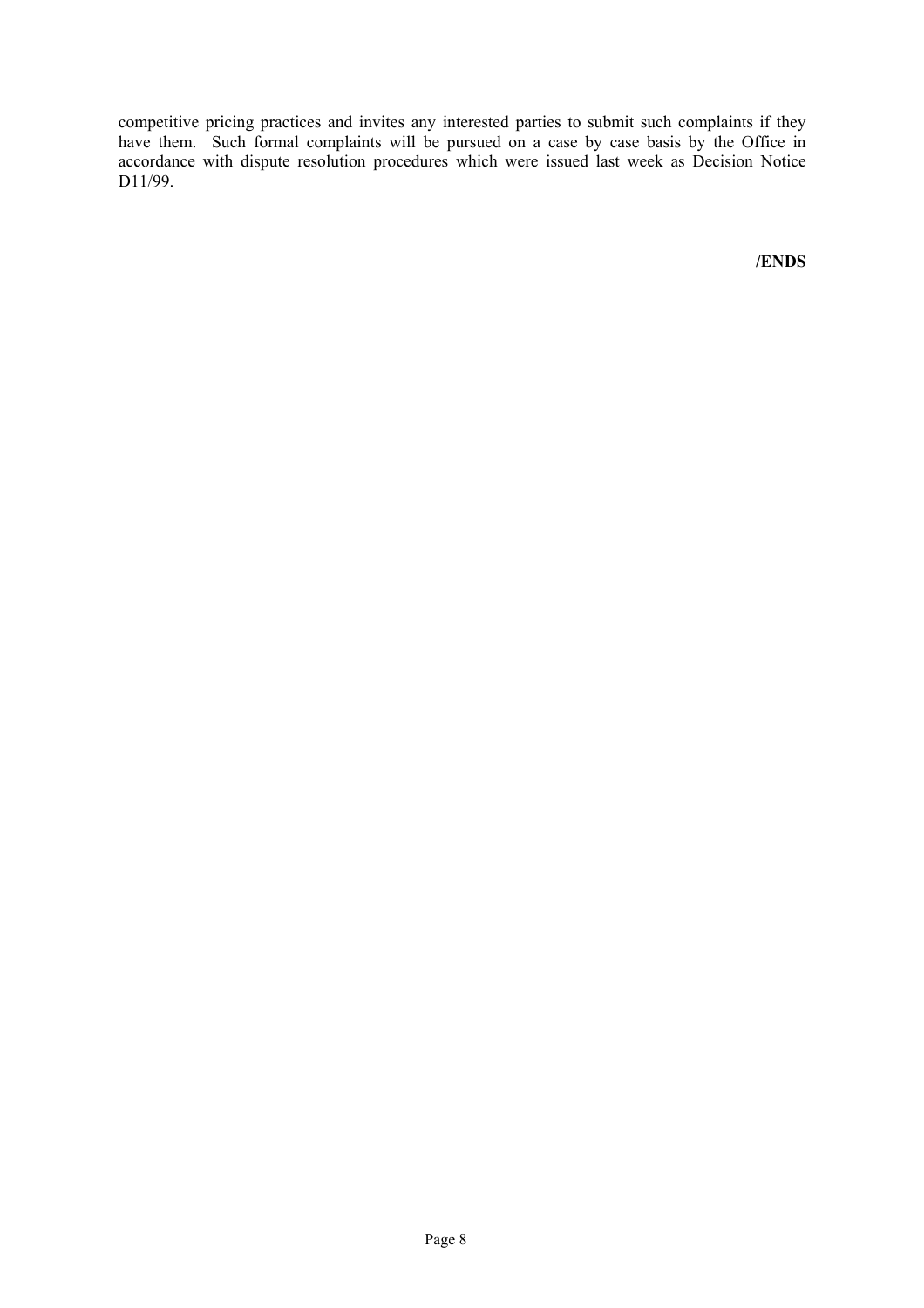competitive pricing practices and invites any interested parties to submit such complaints if they have them. Such formal complaints will be pursued on a case by case basis by the Office in accordance with dispute resolution procedures which were issued last week as Decision Notice D11/99.

**/ENDS**